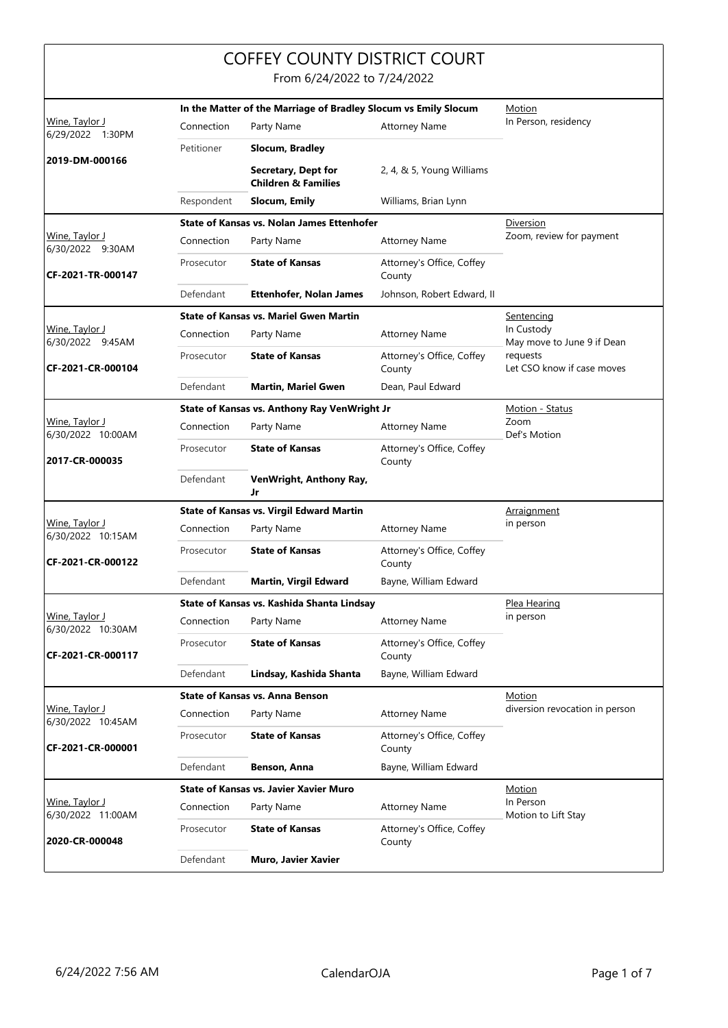# COFFEY COUNTY DISTRICT COURT

From 6/24/2022 to 7/24/2022

| Judge / Date / Case | Case Title | Connection | Party Name | Attorney Name | Hearing |
|---|---|---|---|---|---|
| Wine, Taylor J<br>6/29/2022 1:30PM<br>**2019-DM-000166** | **In the Matter of the Marriage of Bradley Slocum vs Emily Slocum** | Petitioner | **Slocum, Bradley** | | Motion<br>In Person, residency |
| | | | **Secretary, Dept for Children & Families** | 2, 4, & 5, Young Williams | |
| | | Respondent | **Slocum, Emily** | Williams, Brian Lynn | |
| Wine, Taylor J<br>6/30/2022 9:30AM<br>**CF-2021-TR-000147** | **State of Kansas vs. Nolan James Ettenhofer** | Prosecutor | **State of Kansas** | Attorney's Office, Coffey County | Diversion<br>Zoom, review for payment |
| | | Defendant | **Ettenhofer, Nolan James** | Johnson, Robert Edward, II | |
| Wine, Taylor J<br>6/30/2022 9:45AM<br>**CF-2021-CR-000104** | **State of Kansas vs. Mariel Gwen Martin** | Prosecutor | **State of Kansas** | Attorney's Office, Coffey County | Sentencing<br>In Custody<br>May move to June 9 if Dean requests<br>Let CSO know if case moves |
| | | Defendant | **Martin, Mariel Gwen** | Dean, Paul Edward | |
| Wine, Taylor J<br>6/30/2022 10:00AM<br>**2017-CR-000035** | **State of Kansas vs. Anthony Ray VenWright Jr** | Prosecutor | **State of Kansas** | Attorney's Office, Coffey County | Motion - Status<br>Zoom<br>Def's Motion |
| | | Defendant | **VenWright, Anthony Ray, Jr** | | |
| Wine, Taylor J<br>6/30/2022 10:15AM<br>**CF-2021-CR-000122** | **State of Kansas vs. Virgil Edward Martin** | Prosecutor | **State of Kansas** | Attorney's Office, Coffey County | Arraignment<br>in person |
| | | Defendant | **Martin, Virgil Edward** | Bayne, William Edward | |
| Wine, Taylor J<br>6/30/2022 10:30AM<br>**CF-2021-CR-000117** | **State of Kansas vs. Kashida Shanta Lindsay** | Prosecutor | **State of Kansas** | Attorney's Office, Coffey County | Plea Hearing<br>in person |
| | | Defendant | **Lindsay, Kashida Shanta** | Bayne, William Edward | |
| Wine, Taylor J<br>6/30/2022 10:45AM<br>**CF-2021-CR-000001** | **State of Kansas vs. Anna Benson** | Prosecutor | **State of Kansas** | Attorney's Office, Coffey County | Motion<br>diversion revocation in person |
| | | Defendant | **Benson, Anna** | Bayne, William Edward | |
| Wine, Taylor J<br>6/30/2022 11:00AM<br>**2020-CR-000048** | **State of Kansas vs. Javier Xavier Muro** | Prosecutor | **State of Kansas** | Attorney's Office, Coffey County | Motion<br>In Person<br>Motion to Lift Stay |
| | | Defendant | **Muro, Javier Xavier** | | |

6/24/2022 7:56 AM — CalendarOJA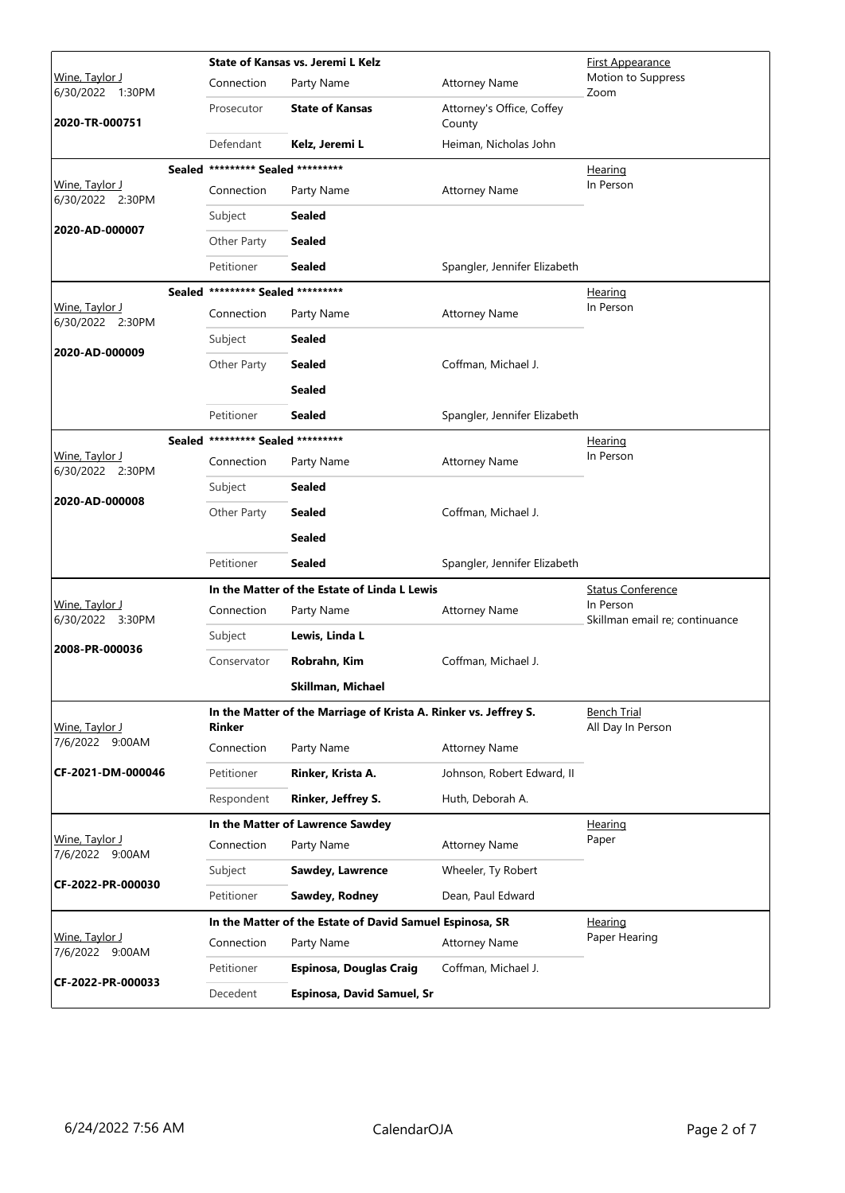| Judge / Date / Case | Case Title | | | Hearing |
|---|---|---|---|---|
| Wine, Taylor J<br>6/30/2022 1:30PM<br>**2020-TR-000751** | **State of Kansas vs. Jeremi L Kelz** | | | First Appearance<br>Motion to Suppress<br>Zoom |
| | Connection | Party Name | Attorney Name | |
| | Prosecutor | **State of Kansas** | Attorney's Office, Coffey County | |
| | Defendant | **Kelz, Jeremi L** | Heiman, Nicholas John | |

| Judge / Date / Case | Case Title | | | Hearing |
|---|---|---|---|---|
| Wine, Taylor J<br>6/30/2022 2:30PM<br>**2020-AD-000007** | **Sealed \*\*\*\*\*\*\*\*\* Sealed \*\*\*\*\*\*\*\*\*** | | | Hearing<br>In Person |
| | Connection | Party Name | Attorney Name | |
| | Subject | **Sealed** | | |
| | Other Party | **Sealed** | | |
| | Petitioner | **Sealed** | Spangler, Jennifer Elizabeth | |

| Judge / Date / Case | Case Title | | | Hearing |
|---|---|---|---|---|
| Wine, Taylor J<br>6/30/2022 2:30PM<br>**2020-AD-000009** | **Sealed \*\*\*\*\*\*\*\*\* Sealed \*\*\*\*\*\*\*\*\*** | | | Hearing<br>In Person |
| | Connection | Party Name | Attorney Name | |
| | Subject | **Sealed** | | |
| | Other Party | **Sealed** | Coffman, Michael J. | |
| | | **Sealed** | | |
| | Petitioner | **Sealed** | Spangler, Jennifer Elizabeth | |

| Judge / Date / Case | Case Title | | | Hearing |
|---|---|---|---|---|
| Wine, Taylor J<br>6/30/2022 2:30PM<br>**2020-AD-000008** | **Sealed \*\*\*\*\*\*\*\*\* Sealed \*\*\*\*\*\*\*\*\*** | | | Hearing<br>In Person |
| | Connection | Party Name | Attorney Name | |
| | Subject | **Sealed** | | |
| | Other Party | **Sealed** | Coffman, Michael J. | |
| | | **Sealed** | | |
| | Petitioner | **Sealed** | Spangler, Jennifer Elizabeth | |

| Judge / Date / Case | Case Title | | | Hearing |
|---|---|---|---|---|
| Wine, Taylor J<br>6/30/2022 3:30PM<br>**2008-PR-000036** | **In the Matter of the Estate of Linda L Lewis** | | | Status Conference<br>In Person<br>Skillman email re; continuance |
| | Connection | Party Name | Attorney Name | |
| | Subject | **Lewis, Linda L** | | |
| | Conservator | **Robrahn, Kim** | Coffman, Michael J. | |
| | | **Skillman, Michael** | | |

| Judge / Date / Case | Case Title | | | Hearing |
|---|---|---|---|---|
| Wine, Taylor J<br>7/6/2022 9:00AM<br>**CF-2021-DM-000046** | **In the Matter of the Marriage of Krista A. Rinker vs. Jeffrey S. Rinker** | | | Bench Trial<br>All Day In Person |
| | Connection | Party Name | Attorney Name | |
| | Petitioner | **Rinker, Krista A.** | Johnson, Robert Edward, II | |
| | Respondent | **Rinker, Jeffrey S.** | Huth, Deborah A. | |

| Judge / Date / Case | Case Title | | | Hearing |
|---|---|---|---|---|
| Wine, Taylor J<br>7/6/2022 9:00AM<br>**CF-2022-PR-000030** | **In the Matter of Lawrence Sawdey** | | | Hearing<br>Paper |
| | Connection | Party Name | Attorney Name | |
| | Subject | **Sawdey, Lawrence** | Wheeler, Ty Robert | |
| | Petitioner | **Sawdey, Rodney** | Dean, Paul Edward | |

| Judge / Date / Case | Case Title | | | Hearing |
|---|---|---|---|---|
| Wine, Taylor J<br>7/6/2022 9:00AM<br>**CF-2022-PR-000033** | **In the Matter of the Estate of David Samuel Espinosa, SR** | | | Hearing<br>Paper Hearing |
| | Connection | Party Name | Attorney Name | |
| | Petitioner | **Espinosa, Douglas Craig** | Coffman, Michael J. | |
| | Decedent | **Espinosa, David Samuel, Sr** | | |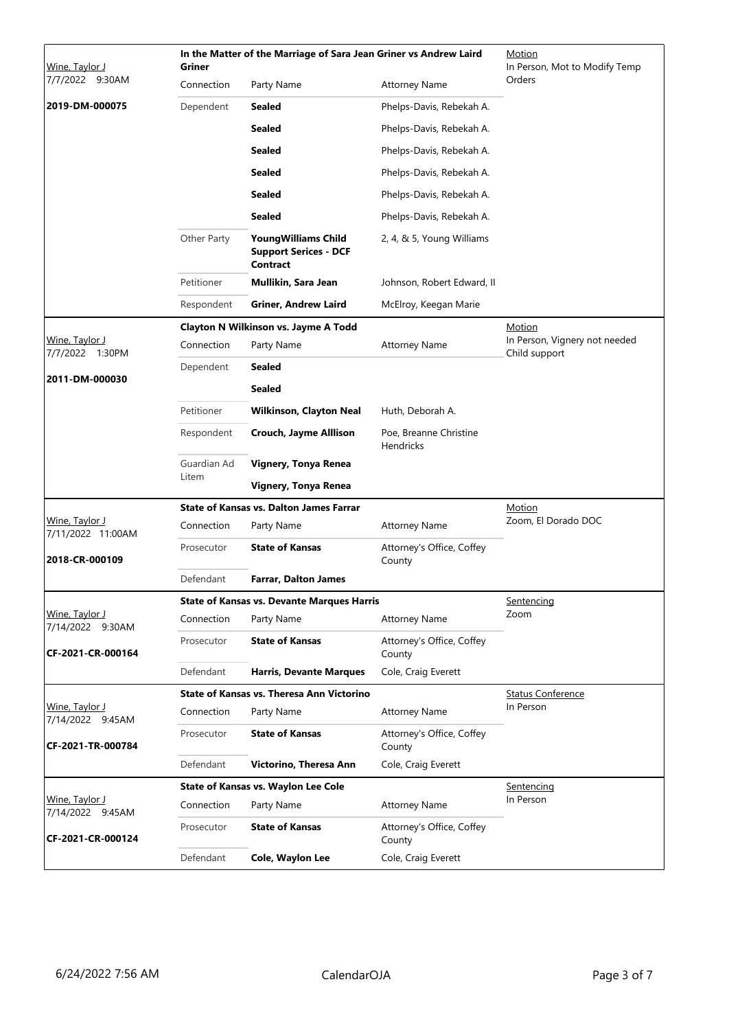| Judge / Date / Case | Case Title | | | Hearing |
|---|---|---|---|---|
| Wine, Taylor J<br>7/7/2022 9:30AM<br>**2019-DM-000075** | **In the Matter of the Marriage of Sara Jean Griner vs Andrew Laird Griner** | | | Motion<br>In Person, Mot to Modify Temp Orders |
| | Connection | Party Name | Attorney Name | |
| | Dependent | **Sealed** | Phelps-Davis, Rebekah A. | |
| | | **Sealed** | Phelps-Davis, Rebekah A. | |
| | | **Sealed** | Phelps-Davis, Rebekah A. | |
| | | **Sealed** | Phelps-Davis, Rebekah A. | |
| | | **Sealed** | Phelps-Davis, Rebekah A. | |
| | | **Sealed** | Phelps-Davis, Rebekah A. | |
| | Other Party | **YoungWilliams Child Support Serices - DCF Contract** | 2, 4, & 5, Young Williams | |
| | Petitioner | **Mullikin, Sara Jean** | Johnson, Robert Edward, II | |
| | Respondent | **Griner, Andrew Laird** | McElroy, Keegan Marie | |
| Wine, Taylor J<br>7/7/2022 1:30PM<br>**2011-DM-000030** | **Clayton N Wilkinson vs. Jayme A Todd** | | | Motion<br>In Person, Vignery not needed Child support |
| | Connection | Party Name | Attorney Name | |
| | Dependent | **Sealed** | | |
| | | **Sealed** | | |
| | Petitioner | **Wilkinson, Clayton Neal** | Huth, Deborah A. | |
| | Respondent | **Crouch, Jayme Alllison** | Poe, Breanne Christine Hendricks | |
| | Guardian Ad Litem | **Vignery, Tonya Renea** | | |
| | | **Vignery, Tonya Renea** | | |
| Wine, Taylor J<br>7/11/2022 11:00AM<br>**2018-CR-000109** | **State of Kansas vs. Dalton James Farrar** | | | Motion<br>Zoom, El Dorado DOC |
| | Connection | Party Name | Attorney Name | |
| | Prosecutor | **State of Kansas** | Attorney's Office, Coffey County | |
| | Defendant | **Farrar, Dalton James** | | |
| Wine, Taylor J<br>7/14/2022 9:30AM<br>**CF-2021-CR-000164** | **State of Kansas vs. Devante Marques Harris** | | | Sentencing<br>Zoom |
| | Connection | Party Name | Attorney Name | |
| | Prosecutor | **State of Kansas** | Attorney's Office, Coffey County | |
| | Defendant | **Harris, Devante Marques** | Cole, Craig Everett | |
| Wine, Taylor J<br>7/14/2022 9:45AM<br>**CF-2021-TR-000784** | **State of Kansas vs. Theresa Ann Victorino** | | | Status Conference<br>In Person |
| | Connection | Party Name | Attorney Name | |
| | Prosecutor | **State of Kansas** | Attorney's Office, Coffey County | |
| | Defendant | **Victorino, Theresa Ann** | Cole, Craig Everett | |
| Wine, Taylor J<br>7/14/2022 9:45AM<br>**CF-2021-CR-000124** | **State of Kansas vs. Waylon Lee Cole** | | | Sentencing<br>In Person |
| | Connection | Party Name | Attorney Name | |
| | Prosecutor | **State of Kansas** | Attorney's Office, Coffey County | |
| | Defendant | **Cole, Waylon Lee** | Cole, Craig Everett | |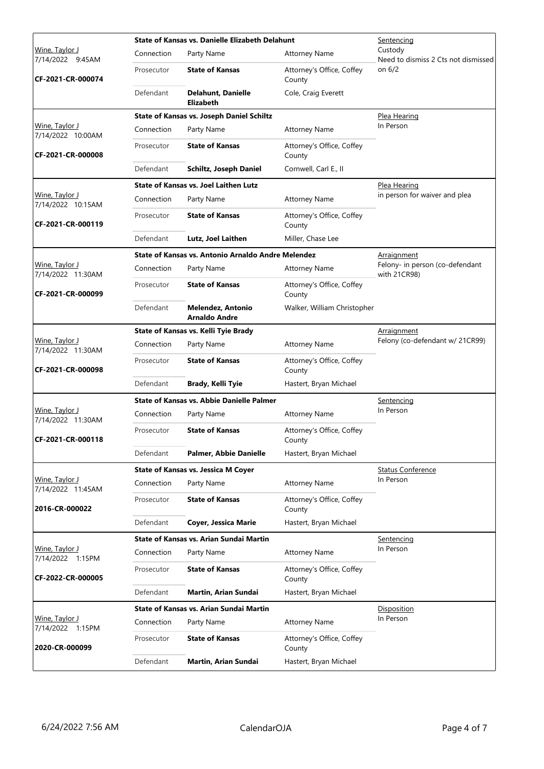| Judge / Time / Case | Case | | | Hearing |
|---|---|---|---|---|
| Wine, Taylor J<br>7/14/2022 9:45AM<br>**CF-2021-CR-000074** | **State of Kansas vs. Danielle Elizabeth Delahunt** | | | Sentencing<br>Custody<br>Need to dismiss 2 Cts not dismissed on 6/2 |
| | Connection | Party Name | Attorney Name | |
| | Prosecutor | **State of Kansas** | Attorney's Office, Coffey County | |
| | Defendant | **Delahunt, Danielle Elizabeth** | Cole, Craig Everett | |
| Wine, Taylor J<br>7/14/2022 10:00AM<br>**CF-2021-CR-000008** | **State of Kansas vs. Joseph Daniel Schiltz** | | | Plea Hearing<br>In Person |
| | Connection | Party Name | Attorney Name | |
| | Prosecutor | **State of Kansas** | Attorney's Office, Coffey County | |
| | Defendant | **Schiltz, Joseph Daniel** | Cornwell, Carl E., II | |
| Wine, Taylor J<br>7/14/2022 10:15AM<br>**CF-2021-CR-000119** | **State of Kansas vs. Joel Laithen Lutz** | | | Plea Hearing<br>in person for waiver and plea |
| | Connection | Party Name | Attorney Name | |
| | Prosecutor | **State of Kansas** | Attorney's Office, Coffey County | |
| | Defendant | **Lutz, Joel Laithen** | Miller, Chase Lee | |
| Wine, Taylor J<br>7/14/2022 11:30AM<br>**CF-2021-CR-000099** | **State of Kansas vs. Antonio Arnaldo Andre Melendez** | | | Arraignment<br>Felony- in person (co-defendant with 21CR98) |
| | Connection | Party Name | Attorney Name | |
| | Prosecutor | **State of Kansas** | Attorney's Office, Coffey County | |
| | Defendant | **Melendez, Antonio Arnaldo Andre** | Walker, William Christopher | |
| Wine, Taylor J<br>7/14/2022 11:30AM<br>**CF-2021-CR-000098** | **State of Kansas vs. Kelli Tyie Brady** | | | Arraignment<br>Felony (co-defendant w/ 21CR99) |
| | Connection | Party Name | Attorney Name | |
| | Prosecutor | **State of Kansas** | Attorney's Office, Coffey County | |
| | Defendant | **Brady, Kelli Tyie** | Hastert, Bryan Michael | |
| Wine, Taylor J<br>7/14/2022 11:30AM<br>**CF-2021-CR-000118** | **State of Kansas vs. Abbie Danielle Palmer** | | | Sentencing<br>In Person |
| | Connection | Party Name | Attorney Name | |
| | Prosecutor | **State of Kansas** | Attorney's Office, Coffey County | |
| | Defendant | **Palmer, Abbie Danielle** | Hastert, Bryan Michael | |
| Wine, Taylor J<br>7/14/2022 11:45AM<br>**2016-CR-000022** | **State of Kansas vs. Jessica M Coyer** | | | Status Conference<br>In Person |
| | Connection | Party Name | Attorney Name | |
| | Prosecutor | **State of Kansas** | Attorney's Office, Coffey County | |
| | Defendant | **Coyer, Jessica Marie** | Hastert, Bryan Michael | |
| Wine, Taylor J<br>7/14/2022 1:15PM<br>**CF-2022-CR-000005** | **State of Kansas vs. Arian Sundai Martin** | | | Sentencing<br>In Person |
| | Connection | Party Name | Attorney Name | |
| | Prosecutor | **State of Kansas** | Attorney's Office, Coffey County | |
| | Defendant | **Martin, Arian Sundai** | Hastert, Bryan Michael | |
| Wine, Taylor J<br>7/14/2022 1:15PM<br>**2020-CR-000099** | **State of Kansas vs. Arian Sundai Martin** | | | Disposition<br>In Person |
| | Connection | Party Name | Attorney Name | |
| | Prosecutor | **State of Kansas** | Attorney's Office, Coffey County | |
| | Defendant | **Martin, Arian Sundai** | Hastert, Bryan Michael | |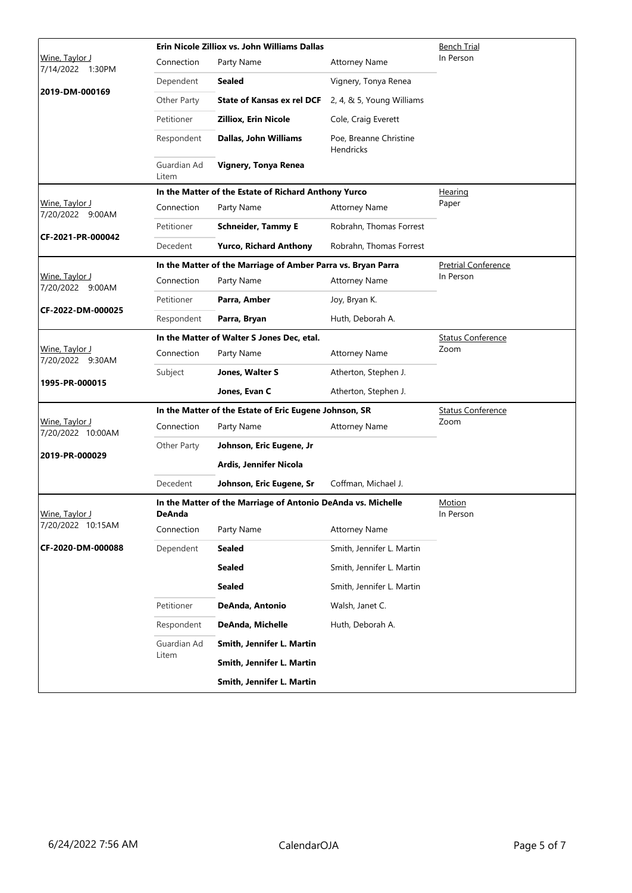| Judge / Date / Case | Case Title | | | Hearing Type |
|---|---|---|---|---|
| Wine, Taylor J<br>7/14/2022 1:30PM<br>**2019-DM-000169** | **Erin Nicole Zilliox vs. John Williams Dallas** | | | Bench Trial<br>In Person |
| | Connection | Party Name | Attorney Name | |
| | Dependent | **Sealed** | Vignery, Tonya Renea | |
| | Other Party | **State of Kansas ex rel DCF** | 2, 4, & 5, Young Williams | |
| | Petitioner | **Zilliox, Erin Nicole** | Cole, Craig Everett | |
| | Respondent | **Dallas, John Williams** | Poe, Breanne Christine Hendricks | |
| | Guardian Ad Litem | **Vignery, Tonya Renea** | | |
| Wine, Taylor J<br>7/20/2022 9:00AM<br>**CF-2021-PR-000042** | **In the Matter of the Estate of Richard Anthony Yurco** | | | Hearing<br>Paper |
| | Connection | Party Name | Attorney Name | |
| | Petitioner | **Schneider, Tammy E** | Robrahn, Thomas Forrest | |
| | Decedent | **Yurco, Richard Anthony** | Robrahn, Thomas Forrest | |
| Wine, Taylor J<br>7/20/2022 9:00AM<br>**CF-2022-DM-000025** | **In the Matter of the Marriage of Amber Parra vs. Bryan Parra** | | | Pretrial Conference<br>In Person |
| | Connection | Party Name | Attorney Name | |
| | Petitioner | **Parra, Amber** | Joy, Bryan K. | |
| | Respondent | **Parra, Bryan** | Huth, Deborah A. | |
| Wine, Taylor J<br>7/20/2022 9:30AM<br>**1995-PR-000015** | **In the Matter of Walter S Jones Dec, etal.** | | | Status Conference<br>Zoom |
| | Connection | Party Name | Attorney Name | |
| | Subject | **Jones, Walter S** | Atherton, Stephen J. | |
| | | **Jones, Evan C** | Atherton, Stephen J. | |
| Wine, Taylor J<br>7/20/2022 10:00AM<br>**2019-PR-000029** | **In the Matter of the Estate of Eric Eugene Johnson, SR** | | | Status Conference<br>Zoom |
| | Connection | Party Name | Attorney Name | |
| | Other Party | **Johnson, Eric Eugene, Jr** | | |
| | | **Ardis, Jennifer Nicola** | | |
| | Decedent | **Johnson, Eric Eugene, Sr** | Coffman, Michael J. | |
| Wine, Taylor J<br>7/20/2022 10:15AM<br>**CF-2020-DM-000088** | **In the Matter of the Marriage of Antonio DeAnda vs. Michelle DeAnda** | | | Motion<br>In Person |
| | Connection | Party Name | Attorney Name | |
| | Dependent | **Sealed** | Smith, Jennifer L. Martin | |
| | | **Sealed** | Smith, Jennifer L. Martin | |
| | | **Sealed** | Smith, Jennifer L. Martin | |
| | Petitioner | **DeAnda, Antonio** | Walsh, Janet C. | |
| | Respondent | **DeAnda, Michelle** | Huth, Deborah A. | |
| | Guardian Ad Litem | **Smith, Jennifer L. Martin** | | |
| | | **Smith, Jennifer L. Martin** | | |
| | | **Smith, Jennifer L. Martin** | | |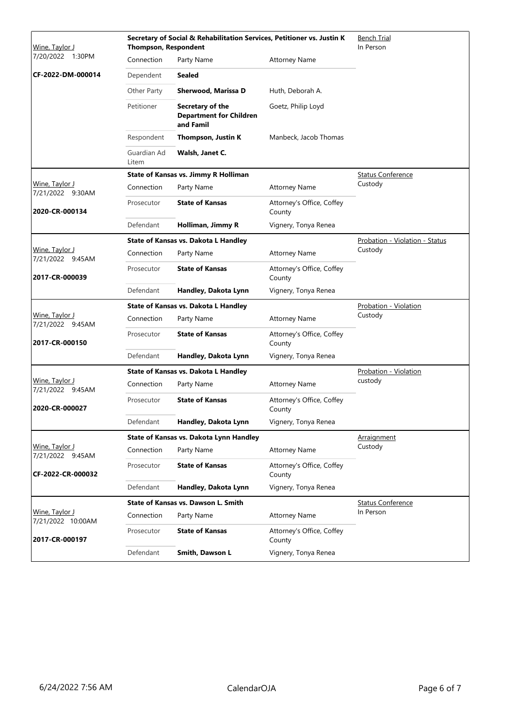| Judge / Date / Case | Case Title | Connection | Party Name | Attorney Name | Hearing Type |
|---|---|---|---|---|---|
| Wine, Taylor J<br>7/20/2022 1:30PM<br>**CF-2022-DM-000014** | **Secretary of Social & Rehabilitation Services, Petitioner vs. Justin K Thompson, Respondent** | Dependent | **Sealed** | | Bench Trial<br>In Person |
| | | Other Party | **Sherwood, Marissa D** | Huth, Deborah A. | |
| | | Petitioner | **Secretary of the Department for Children and Famil** | Goetz, Philip Loyd | |
| | | Respondent | **Thompson, Justin K** | Manbeck, Jacob Thomas | |
| | | Guardian Ad Litem | **Walsh, Janet C.** | | |
| Wine, Taylor J<br>7/21/2022 9:30AM<br>**2020-CR-000134** | **State of Kansas vs. Jimmy R Holliman** | Prosecutor | **State of Kansas** | Attorney's Office, Coffey County | Status Conference<br>Custody |
| | | Defendant | **Holliman, Jimmy R** | Vignery, Tonya Renea | |
| Wine, Taylor J<br>7/21/2022 9:45AM<br>**2017-CR-000039** | **State of Kansas vs. Dakota L Handley** | Prosecutor | **State of Kansas** | Attorney's Office, Coffey County | Probation - Violation - Status<br>Custody |
| | | Defendant | **Handley, Dakota Lynn** | Vignery, Tonya Renea | |
| Wine, Taylor J<br>7/21/2022 9:45AM<br>**2017-CR-000150** | **State of Kansas vs. Dakota L Handley** | Prosecutor | **State of Kansas** | Attorney's Office, Coffey County | Probation - Violation<br>Custody |
| | | Defendant | **Handley, Dakota Lynn** | Vignery, Tonya Renea | |
| Wine, Taylor J<br>7/21/2022 9:45AM<br>**2020-CR-000027** | **State of Kansas vs. Dakota L Handley** | Prosecutor | **State of Kansas** | Attorney's Office, Coffey County | Probation - Violation<br>custody |
| | | Defendant | **Handley, Dakota Lynn** | Vignery, Tonya Renea | |
| Wine, Taylor J<br>7/21/2022 9:45AM<br>**CF-2022-CR-000032** | **State of Kansas vs. Dakota Lynn Handley** | Prosecutor | **State of Kansas** | Attorney's Office, Coffey County | Arraignment<br>Custody |
| | | Defendant | **Handley, Dakota Lynn** | Vignery, Tonya Renea | |
| Wine, Taylor J<br>7/21/2022 10:00AM<br>**2017-CR-000197** | **State of Kansas vs. Dawson L. Smith** | Prosecutor | **State of Kansas** | Attorney's Office, Coffey County | Status Conference<br>In Person |
| | | Defendant | **Smith, Dawson L** | Vignery, Tonya Renea | |

6/24/2022 7:56 AM CalendarOJA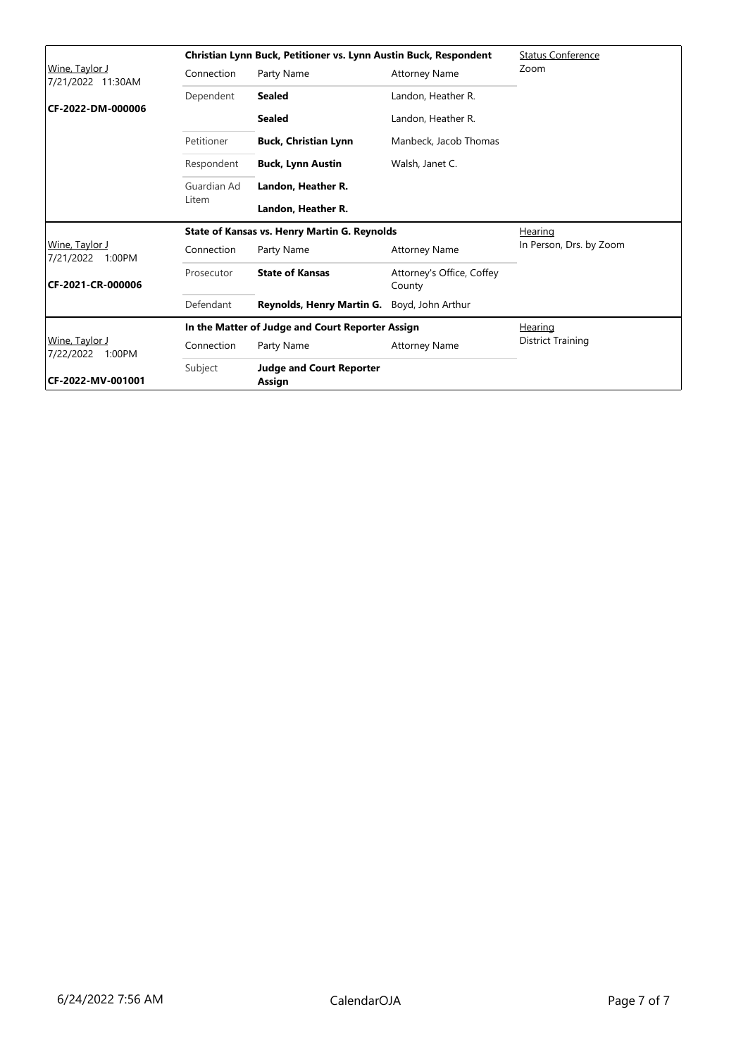| Judge / Date / Case | Case Title | Connection | Party Name | Attorney Name | Hearing Type / Location |
|---|---|---|---|---|---|
| Wine, Taylor J<br>7/21/2022 11:30AM<br>**CF-2022-DM-000006** | **Christian Lynn Buck, Petitioner vs. Lynn Austin Buck, Respondent** | Dependent | **Sealed** | Landon, Heather R. | Status Conference<br>Zoom |
| | | | **Sealed** | Landon, Heather R. | |
| | | Petitioner | **Buck, Christian Lynn** | Manbeck, Jacob Thomas | |
| | | Respondent | **Buck, Lynn Austin** | Walsh, Janet C. | |
| | | Guardian Ad Litem | **Landon, Heather R.** | | |
| | | | **Landon, Heather R.** | | |
| Wine, Taylor J<br>7/21/2022 1:00PM<br>**CF-2021-CR-000006** | **State of Kansas vs. Henry Martin G. Reynolds** | Prosecutor | **State of Kansas** | Attorney's Office, Coffey County | Hearing<br>In Person, Drs. by Zoom |
| | | Defendant | **Reynolds, Henry Martin G.** | Boyd, John Arthur | |
| Wine, Taylor J<br>7/22/2022 1:00PM<br>**CF-2022-MV-001001** | **In the Matter of Judge and Court Reporter Assign** | Subject | **Judge and Court Reporter Assign** | | Hearing<br>District Training |

6/24/2022 7:56 AM CalendarOJA